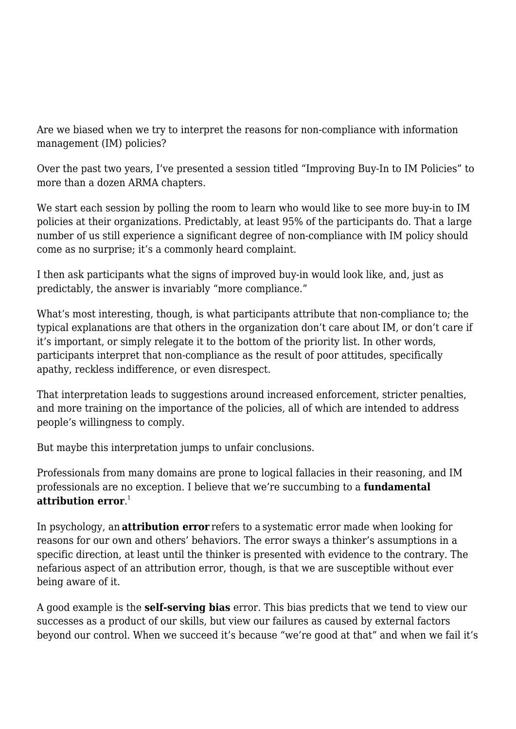Are we biased when we try to interpret the reasons for non-compliance with information management (IM) policies?

Over the past two years, I've presented a session titled "Improving Buy-In to IM Policies" to more than a dozen ARMA chapters.

We start each session by polling the room to learn who would like to see more buy-in to IM policies at their organizations. Predictably, at least 95% of the participants do. That a large number of us still experience a significant degree of non-compliance with IM policy should come as no surprise; it's a commonly heard complaint.

I then ask participants what the signs of improved buy-in would look like, and, just as predictably, the answer is invariably "more compliance."

What's most interesting, though, is what participants attribute that non-compliance to; the typical explanations are that others in the organization don't care about IM, or don't care if it's important, or simply relegate it to the bottom of the priority list. In other words, participants interpret that non-compliance as the result of poor attitudes, specifically apathy, reckless indifference, or even disrespect.

That interpretation leads to suggestions around increased enforcement, stricter penalties, and more training on the importance of the policies, all of which are intended to address people's willingness to comply.

But maybe this interpretation jumps to unfair conclusions.

Professionals from many domains are prone to logical fallacies in their reasoning, and IM professionals are no exception. I believe that we're succumbing to a **fundamental attribution error**.[1]

In psychology, an **attribution error** refers to a systematic error made when looking for reasons for our own and others' behaviors. The error sways a thinker's assumptions in a specific direction, at least until the thinker is presented with evidence to the contrary. The nefarious aspect of an attribution error, though, is that we are susceptible without ever being aware of it.

A good example is the **self-serving bias** error. This bias predicts that we tend to view our successes as a product of our skills, but view our failures as caused by external factors beyond our control. When we succeed it's because "we're good at that" and when we fail it's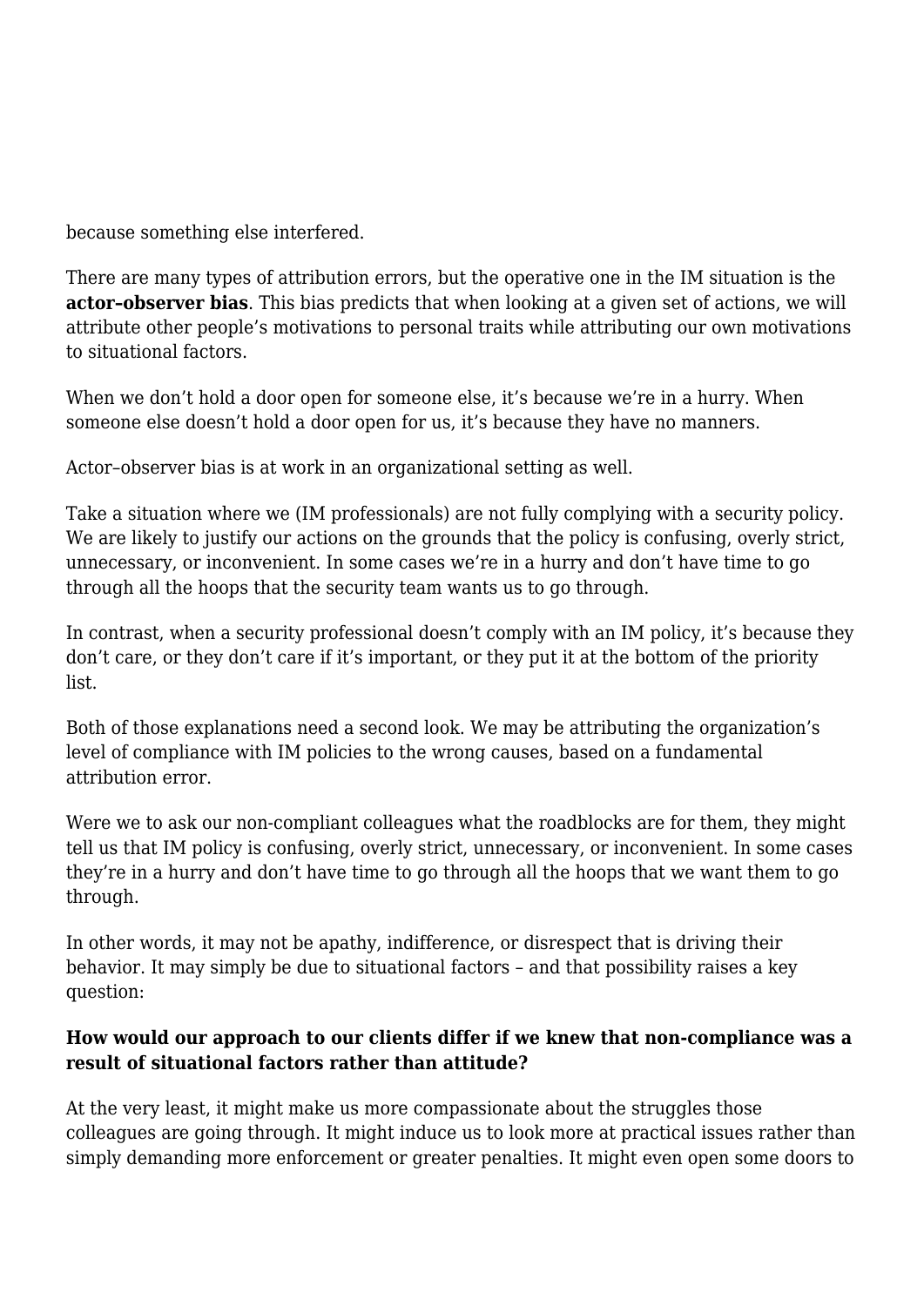because something else interfered.

There are many types of attribution errors, but the operative one in the IM situation is the **actor–observer bias**. This bias predicts that when looking at a given set of actions, we will attribute other people's motivations to personal traits while attributing our own motivations to situational factors.

When we don't hold a door open for someone else, it's because we're in a hurry. When someone else doesn't hold a door open for us, it's because they have no manners.

Actor–observer bias is at work in an organizational setting as well.

Take a situation where we (IM professionals) are not fully complying with a security policy. We are likely to justify our actions on the grounds that the policy is confusing, overly strict, unnecessary, or inconvenient. In some cases we're in a hurry and don't have time to go through all the hoops that the security team wants us to go through.

In contrast, when a security professional doesn't comply with an IM policy, it's because they don't care, or they don't care if it's important, or they put it at the bottom of the priority list.

Both of those explanations need a second look. We may be attributing the organization's level of compliance with IM policies to the wrong causes, based on a fundamental attribution error.

Were we to ask our non-compliant colleagues what the roadblocks are for them, they might tell us that IM policy is confusing, overly strict, unnecessary, or inconvenient. In some cases they're in a hurry and don't have time to go through all the hoops that we want them to go through.

In other words, it may not be apathy, indifference, or disrespect that is driving their behavior. It may simply be due to situational factors – and that possibility raises a key question:

**How would our approach to our clients differ if we knew that non-compliance was a result of situational factors rather than attitude?**

At the very least, it might make us more compassionate about the struggles those colleagues are going through. It might induce us to look more at practical issues rather than simply demanding more enforcement or greater penalties. It might even open some doors to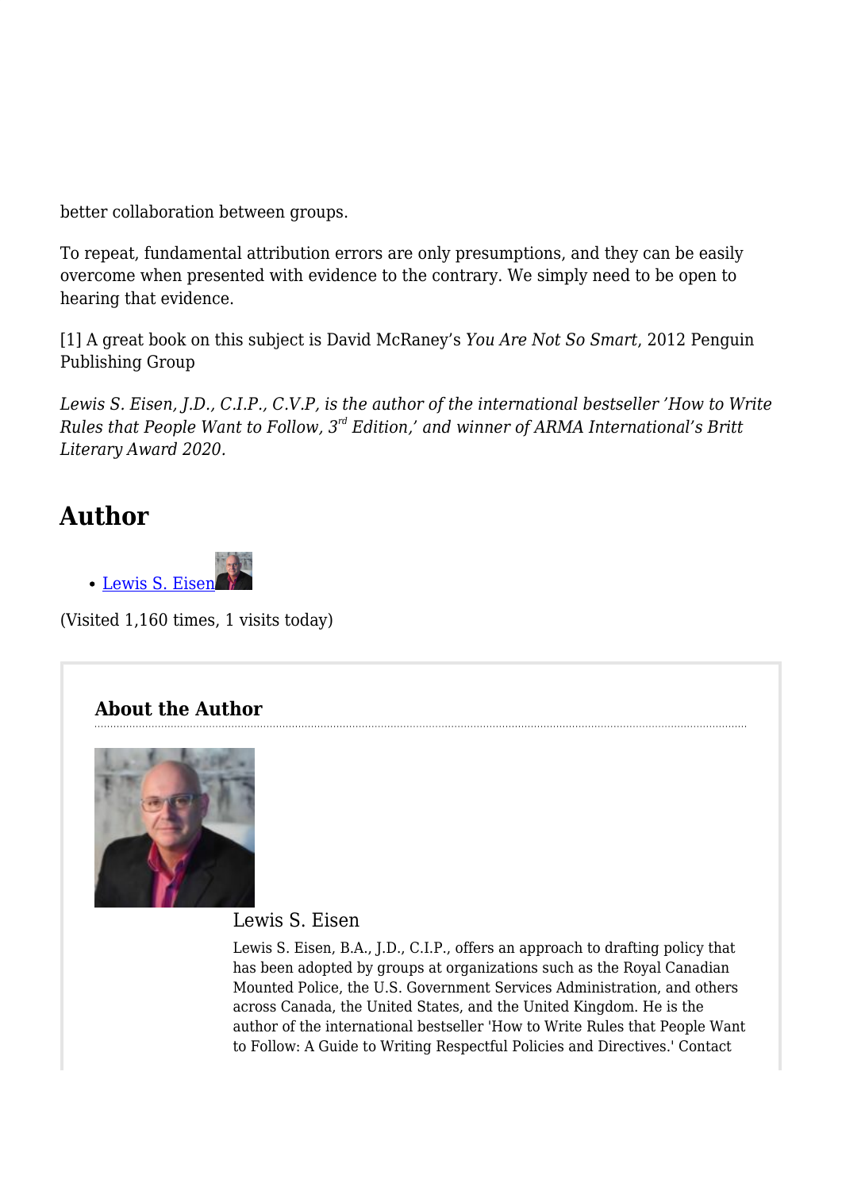better collaboration between groups.

To repeat, fundamental attribution errors are only presumptions, and they can be easily overcome when presented with evidence to the contrary. We simply need to be open to hearing that evidence.

[1] A great book on this subject is David McRaney's *You Are Not So Smart*, 2012 Penguin Publishing Group

*Lewis S. Eisen, J.D., C.I.P., C.V.P, is the author of the international bestseller 'How to Write Rules that People Want to Follow, 3rd Edition,' and winner of ARMA International's Britt Literary Award 2020.*

## Author

- Lewis S. Eisen

(Visited 1,160 times, 1 visits today)

### About the Author

Lewis S. Eisen

Lewis S. Eisen, B.A., J.D., C.I.P., offers an approach to drafting policy that has been adopted by groups at organizations such as the Royal Canadian Mounted Police, the U.S. Government Services Administration, and others across Canada, the United States, and the United Kingdom. He is the author of the international bestseller 'How to Write Rules that People Want to Follow: A Guide to Writing Respectful Policies and Directives.' Contact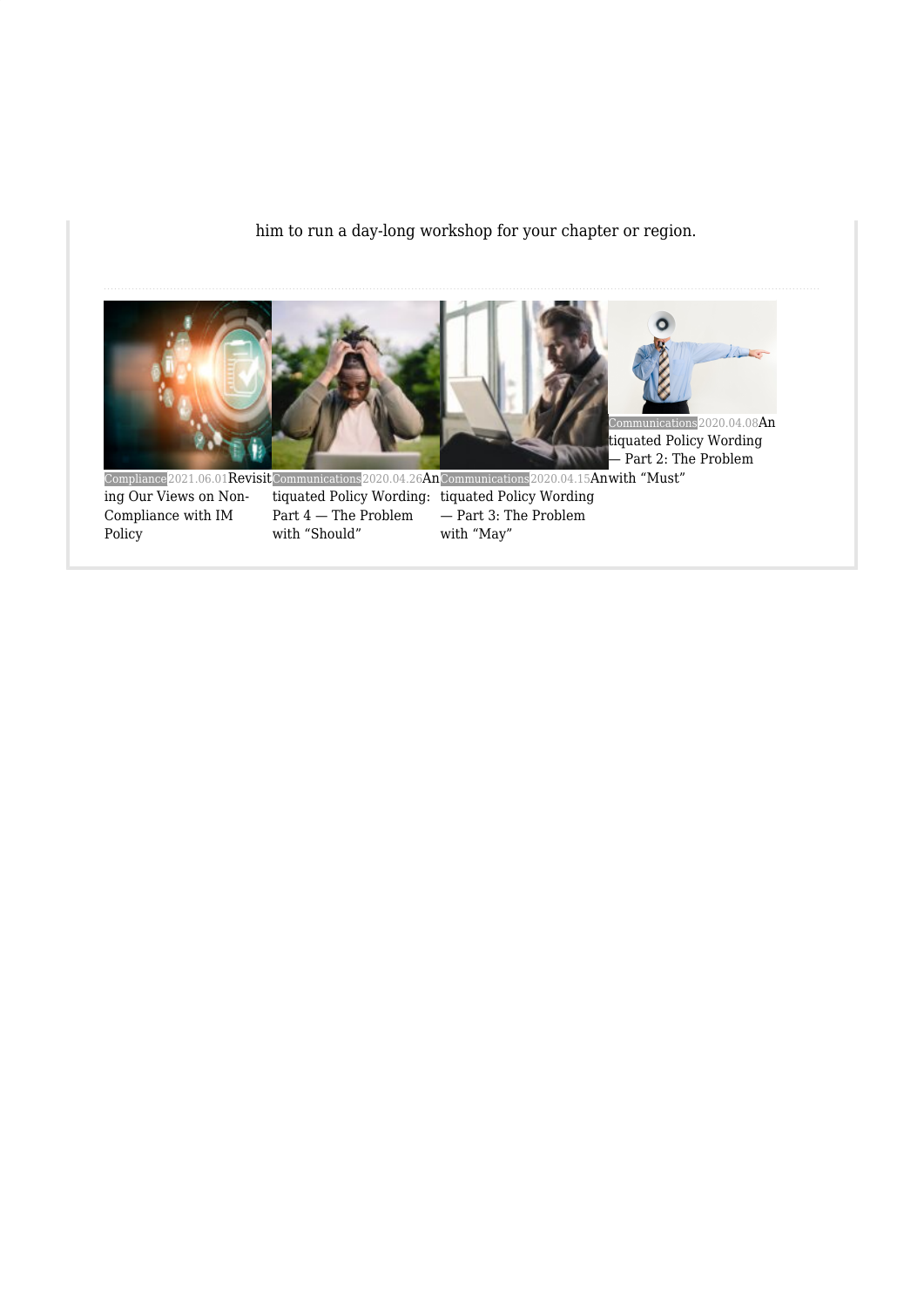him to run a day-long workshop for your chapter or region.

---

Compliance 2021.06.01 Revisiting Our Views on Non-Compliance with IM Policy

Communications 2020.04.26 Antiquated Policy Wording: Part 4 — The Problem with "Should"

Communications 2020.04.15 Antiquated Policy Wording — Part 3: The Problem with "May"

Communications 2020.04.08 Antiquated Policy Wording — Part 2: The Problem with "Must"